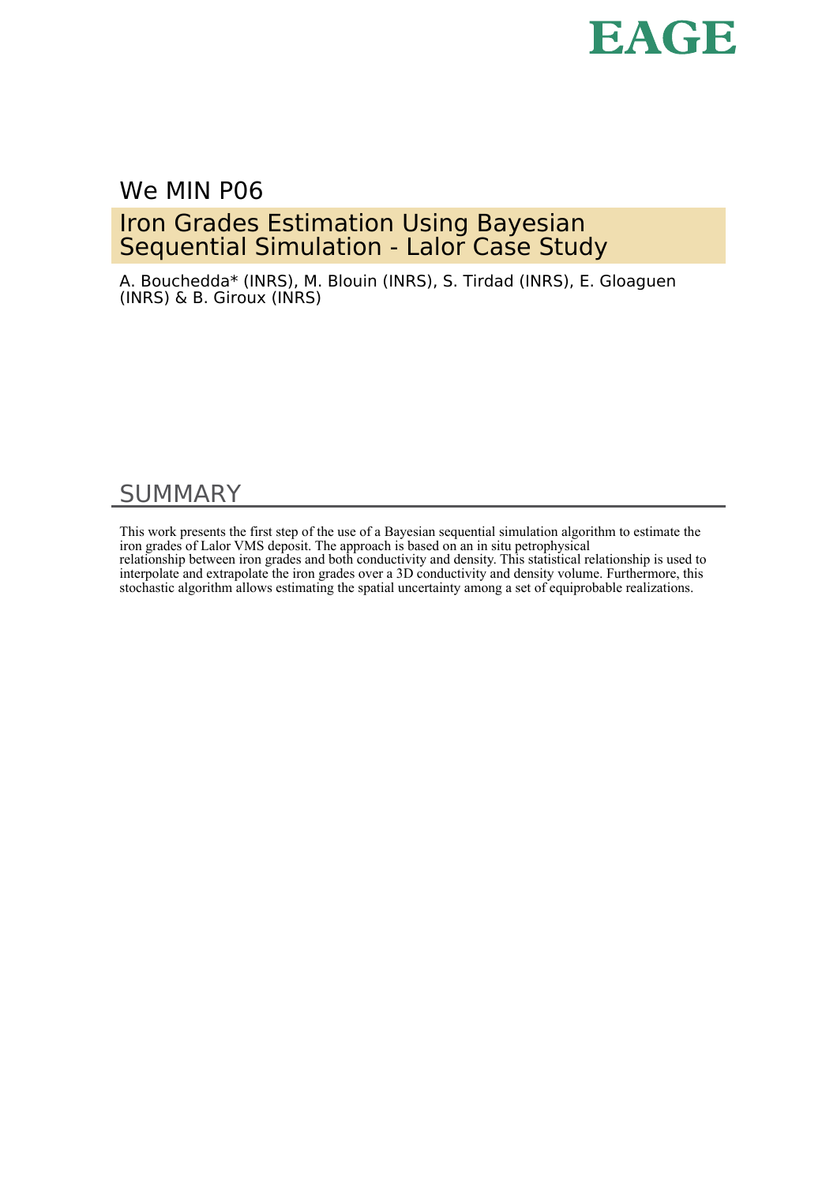We MIN P06

# Iron Grades Estimation Using Bayesian Sequential Simulation - Lalor Case Study

A. Bouchedda* (INRS), M. Blouin (INRS), S. Tirdad (INRS), E. Gloaguen (INRS) & B. Giroux (INRS)

## SUMMARY

This work presents the first step of the use of a Bayesian sequential simulation algorithm to estimate the iron grades of Lalor VMS deposit. The approach is based on an in situ petrophysical relationship between iron grades and both conductivity and density. This statistical relationship is used to interpolate and extrapolate the iron grades over a 3D conductivity and density volume. Furthermore, this stochastic algorithm allows estimating the spatial uncertainty among a set of equiprobable realizations.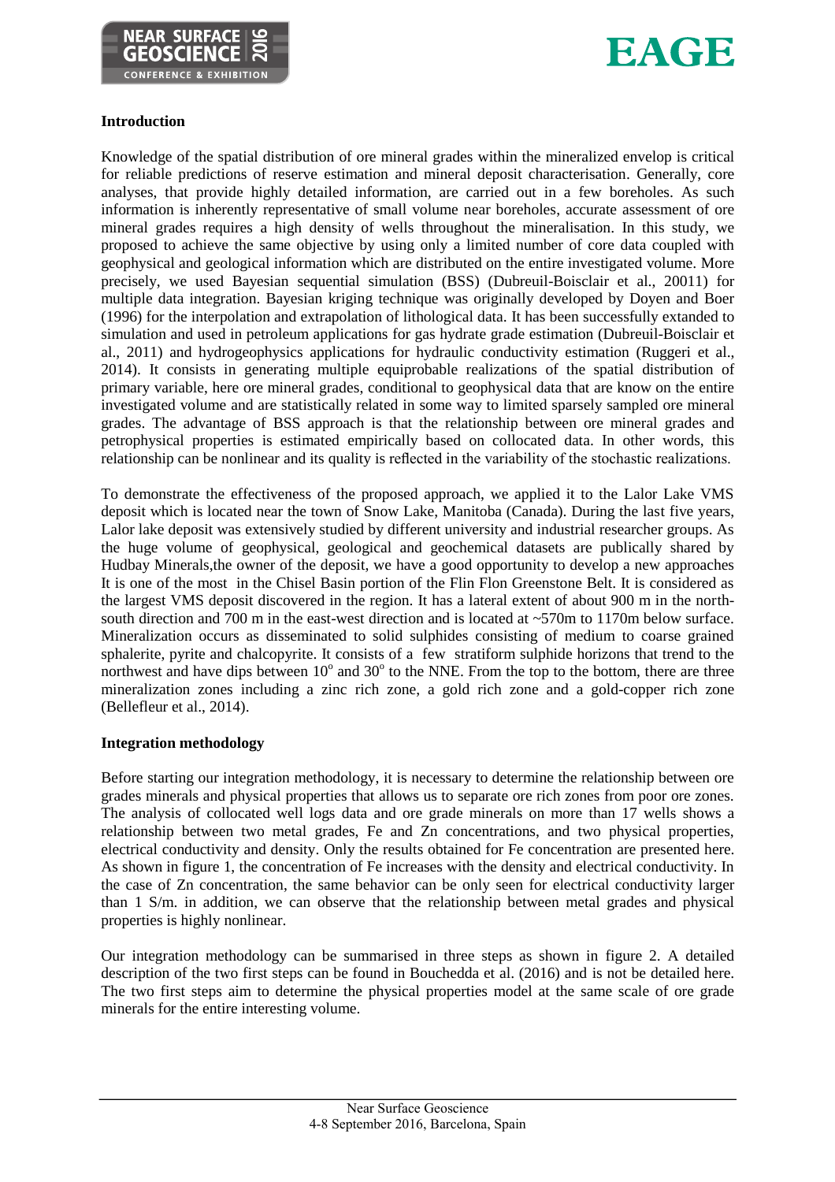## Introduction

Knowledge of the spatial distribution of ore mineral grades within the mineralized envelop is critical for reliable predictions of reserve estimation and mineral deposit characterisation. Generally, core analyses, that provide highly detailed information, are carried out in a few boreholes. As such information is inherently representative of small volume near boreholes, accurate assessment of ore mineral grades requires a high density of wells throughout the mineralisation. In this study, we proposed to achieve the same objective by using only a limited number of core data coupled with geophysical and geological information which are distributed on the entire investigated volume. More precisely, we used Bayesian sequential simulation (BSS) (Dubreuil-Boisclair et al., 20011) for multiple data integration. Bayesian kriging technique was originally developed by Doyen and Boer (1996) for the interpolation and extrapolation of lithological data. It has been successfully extanded to simulation and used in petroleum applications for gas hydrate grade estimation (Dubreuil-Boisclair et al., 2011) and hydrogeophysics applications for hydraulic conductivity estimation (Ruggeri et al., 2014). It consists in generating multiple equiprobable realizations of the spatial distribution of primary variable, here ore mineral grades, conditional to geophysical data that are know on the entire investigated volume and are statistically related in some way to limited sparsely sampled ore mineral grades. The advantage of BSS approach is that the relationship between ore mineral grades and petrophysical properties is estimated empirically based on collocated data. In other words, this relationship can be nonlinear and its quality is reflected in the variability of the stochastic realizations.

To demonstrate the effectiveness of the proposed approach, we applied it to the Lalor Lake VMS deposit which is located near the town of Snow Lake, Manitoba (Canada). During the last five years, Lalor lake deposit was extensively studied by different university and industrial researcher groups. As the huge volume of geophysical, geological and geochemical datasets are publically shared by Hudbay Minerals,the owner of the deposit, we have a good opportunity to develop a new approaches It is one of the most in the Chisel Basin portion of the Flin Flon Greenstone Belt. It is considered as the largest VMS deposit discovered in the region. It has a lateral extent of about 900 m in the north-south direction and 700 m in the east-west direction and is located at ~570m to 1170m below surface. Mineralization occurs as disseminated to solid sulphides consisting of medium to coarse grained sphalerite, pyrite and chalcopyrite. It consists of a few stratiform sulphide horizons that trend to the northwest and have dips between $10^o$ and $30^o$ to the NNE. From the top to the bottom, there are three mineralization zones including a zinc rich zone, a gold rich zone and a gold-copper rich zone (Bellefleur et al., 2014).

## Integration methodology

Before starting our integration methodology, it is necessary to determine the relationship between ore grades minerals and physical properties that allows us to separate ore rich zones from poor ore zones. The analysis of collocated well logs data and ore grade minerals on more than 17 wells shows a relationship between two metal grades, Fe and Zn concentrations, and two physical properties, electrical conductivity and density. Only the results obtained for Fe concentration are presented here. As shown in figure 1, the concentration of Fe increases with the density and electrical conductivity. In the case of Zn concentration, the same behavior can be only seen for electrical conductivity larger than 1 S/m. in addition, we can observe that the relationship between metal grades and physical properties is highly nonlinear.

Our integration methodology can be summarised in three steps as shown in figure 2. A detailed description of the two first steps can be found in Bouchedda et al. (2016) and is not be detailed here. The two first steps aim to determine the physical properties model at the same scale of ore grade minerals for the entire interesting volume.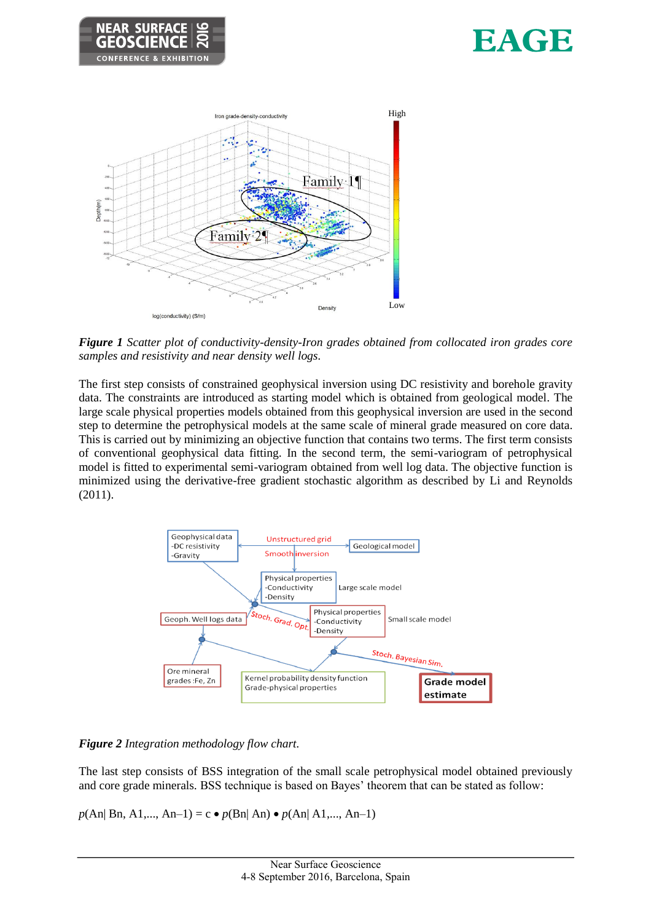*Figure 1 Scatter plot of conductivity-density-Iron grades obtained from collocated iron grades core samples and resistivity and near density well logs.*

The first step consists of constrained geophysical inversion using DC resistivity and borehole gravity data. The constraints are introduced as starting model which is obtained from geological model. The large scale physical properties models obtained from this geophysical inversion are used in the second step to determine the petrophysical models at the same scale of mineral grade measured on core data. This is carried out by minimizing an objective function that contains two terms. The first term consists of conventional geophysical data fitting. In the second term, the semi-variogram of petrophysical model is fitted to experimental semi-variogram obtained from well log data. The objective function is minimized using the derivative-free gradient stochastic algorithm as described by Li and Reynolds (2011).

*Figure 2 Integration methodology flow chart.*

The last step consists of BSS integration of the small scale petrophysical model obtained previously and core grade minerals. BSS technique is based on Bayes' theorem that can be stated as follow:

$$p(A_n | B_n, A_1, ..., A_{n-1}) = c \bullet p(B_n | A_n) \bullet p(A_n | A_1, ..., A_{n-1})$$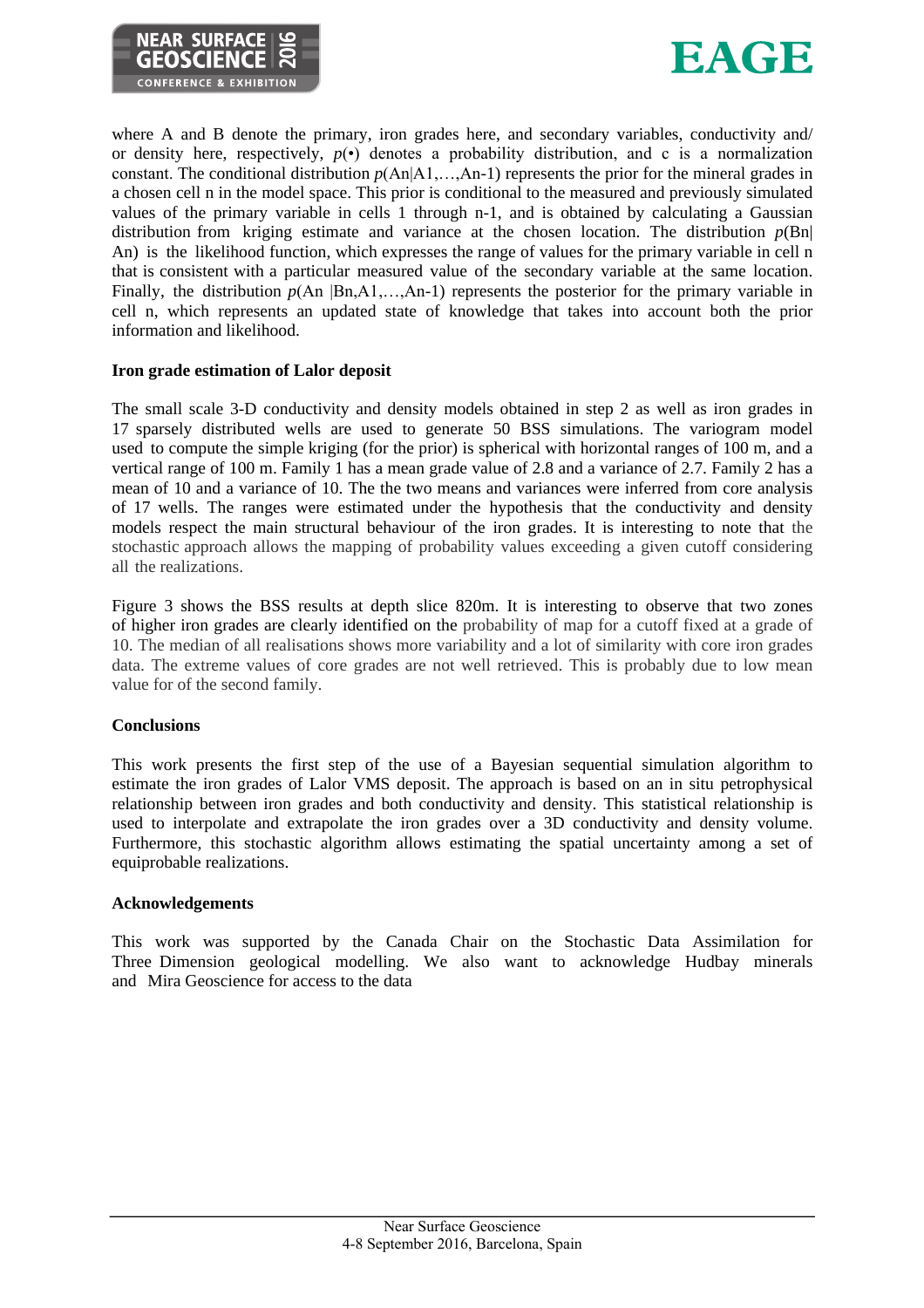where A and B denote the primary, iron grades here, and secondary variables, conductivity and/ or density here, respectively, $p(\bullet)$ denotes a probability distribution, and c is a normalization constant. The conditional distribution $p(An|A1,\ldots,An\text{-}1)$ represents the prior for the mineral grades in a chosen cell n in the model space. This prior is conditional to the measured and previously simulated values of the primary variable in cells 1 through n-1, and is obtained by calculating a Gaussian distribution from kriging estimate and variance at the chosen location. The distribution $p(Bn|An)$ is the likelihood function, which expresses the range of values for the primary variable in cell n that is consistent with a particular measured value of the secondary variable at the same location. Finally, the distribution $p(An\ |Bn,A1,\ldots,An\text{-}1)$ represents the posterior for the primary variable in cell n, which represents an updated state of knowledge that takes into account both the prior information and likelihood.

**Iron grade estimation of Lalor deposit**

The small scale 3-D conductivity and density models obtained in step 2 as well as iron grades in 17 sparsely distributed wells are used to generate 50 BSS simulations. The variogram model used to compute the simple kriging (for the prior) is spherical with horizontal ranges of 100 m, and a vertical range of 100 m. Family 1 has a mean grade value of 2.8 and a variance of 2.7. Family 2 has a mean of 10 and a variance of 10. The the two means and variances were inferred from core analysis of 17 wells. The ranges were estimated under the hypothesis that the conductivity and density models respect the main structural behaviour of the iron grades. It is interesting to note that the stochastic approach allows the mapping of probability values exceeding a given cutoff considering all the realizations.

Figure 3 shows the BSS results at depth slice 820m. It is interesting to observe that two zones of higher iron grades are clearly identified on the probability of map for a cutoff fixed at a grade of 10. The median of all realisations shows more variability and a lot of similarity with core iron grades data. The extreme values of core grades are not well retrieved. This is probably due to low mean value for of the second family.

**Conclusions**

This work presents the first step of the use of a Bayesian sequential simulation algorithm to estimate the iron grades of Lalor VMS deposit. The approach is based on an in situ petrophysical relationship between iron grades and both conductivity and density. This statistical relationship is used to interpolate and extrapolate the iron grades over a 3D conductivity and density volume. Furthermore, this stochastic algorithm allows estimating the spatial uncertainty among a set of equiprobable realizations.

**Acknowledgements**

This work was supported by the Canada Chair on the Stochastic Data Assimilation for Three Dimension geological modelling. We also want to acknowledge Hudbay minerals and Mira Geoscience for access to the data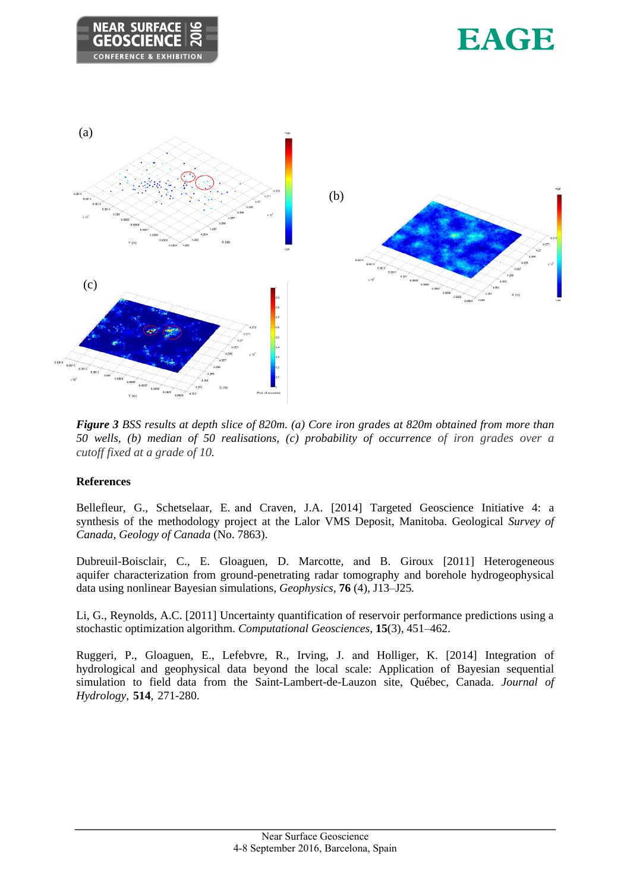(a)

(b)

(c)

*Figure 3 BSS results at depth slice of 820m. (a) Core iron grades at 820m obtained from more than 50 wells, (b) median of 50 realisations, (c) probability of occurrence of iron grades over a cutoff fixed at a grade of 10.*

## References

Bellefleur, G., Schetselaar, E. and Craven, J.A. [2014] Targeted Geoscience Initiative 4: a synthesis of the methodology project at the Lalor VMS Deposit, Manitoba. Geological *Survey of Canada, Geology of Canada* (No. 7863).

Dubreuil-Boisclair, C., E. Gloaguen, D. Marcotte, and B. Giroux [2011] Heterogeneous aquifer characterization from ground-penetrating radar tomography and borehole hydrogeophysical data using nonlinear Bayesian simulations, *Geophysics*, **76** (4), J13–J25.

Li, G., Reynolds, A.C. [2011] Uncertainty quantification of reservoir performance predictions using a stochastic optimization algorithm. *Computational Geosciences*, **15**(3), 451–462.

Ruggeri, P., Gloaguen, E., Lefebvre, R., Irving, J. and Holliger, K. [2014] Integration of hydrological and geophysical data beyond the local scale: Application of Bayesian sequential simulation to field data from the Saint-Lambert-de-Lauzon site, Québec, Canada. *Journal of Hydrology*, **514**, 271-280.